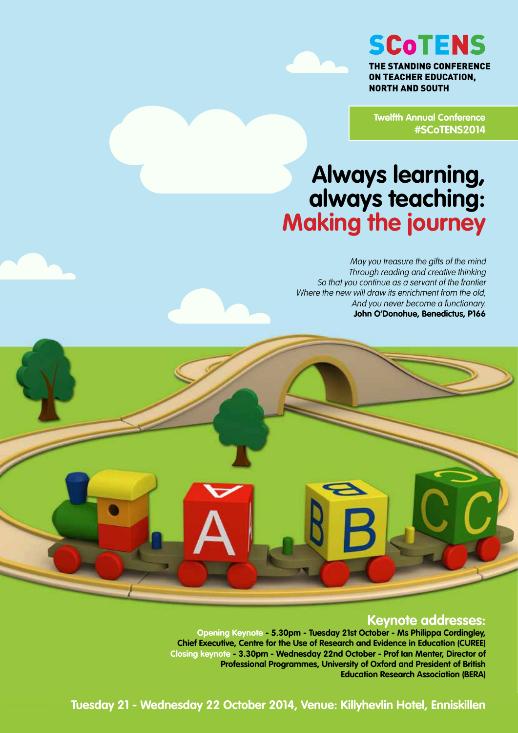# SCoTENS

**THE STANDING CONFERENCE ON TEACHER EDUCATION, NORTH AND SOUTH**

**Twelfth Annual Conference**
**#SCoTENS2014**

# Always learning, always teaching: Making the journey

*May you treasure the gifts of the mind*
*Through reading and creative thinking*
*So that you continue as a servant of the frontier*
*Where the new will draw its enrichment from the old,*
*And you never become a functionary.*
**John O'Donohue, Benedictus, P166**

## Keynote addresses:

**Opening Keynote - 5.30pm - Tuesday 21st October - Ms Philippa Cordingley, Chief Executive, Centre for the Use of Research and Evidence in Education (CUREE)**

**Closing keynote - 3.30pm - Wednesday 22nd October - Prof Ian Menter, Director of Professional Programmes, University of Oxford and President of British Education Research Association (BERA)**

**Tuesday 21 - Wednesday 22 October 2014, Venue: Killyhevlin Hotel, Enniskillen**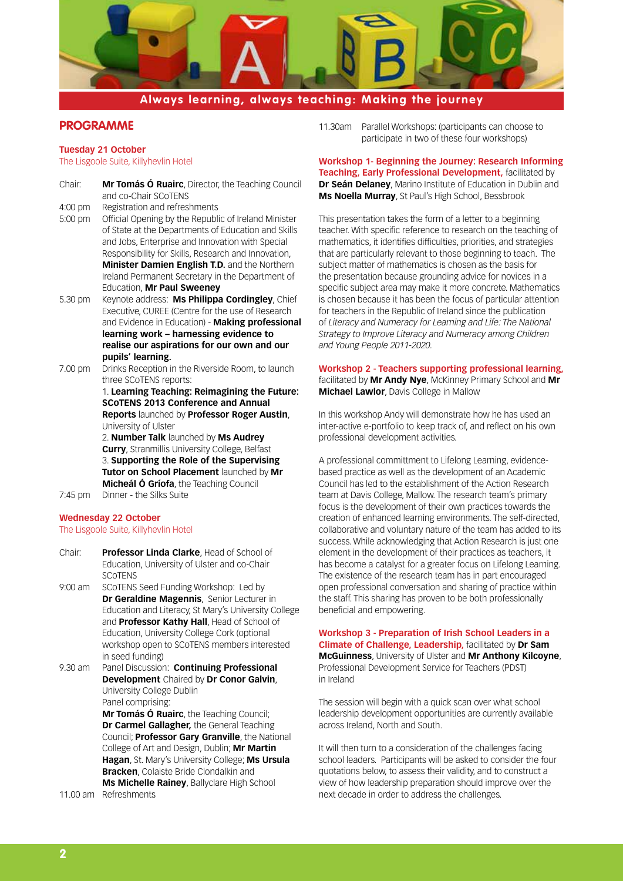**Always learning, always teaching: Making the journey**

## PROGRAMME

### Tuesday 21 October
The Lisgoole Suite, Killyhevlin Hotel

Chair: **Mr Tomás Ó Ruairc**, Director, the Teaching Council and co-Chair SCoTENS

4:00 pm Registration and refreshments

5:00 pm Official Opening by the Republic of Ireland Minister of State at the Departments of Education and Skills and Jobs, Enterprise and Innovation with Special Responsibility for Skills, Research and Innovation, **Minister Damien English T.D.** and the Northern Ireland Permanent Secretary in the Department of Education, **Mr Paul Sweeney**

5.30 pm Keynote address: **Ms Philippa Cordingley**, Chief Executive, CUREE (Centre for the use of Research and Evidence in Education) - **Making professional learning work – harnessing evidence to realise our aspirations for our own and our pupils' learning.**

7.00 pm Drinks Reception in the Riverside Room, to launch three SCoTENS reports:
1. **Learning Teaching: Reimagining the Future: SCoTENS 2013 Conference and Annual Reports** launched by **Professor Roger Austin**, University of Ulster
2. **Number Talk** launched by **Ms Audrey Curry**, Stranmillis University College, Belfast
3. **Supporting the Role of the Supervising Tutor on School Placement** launched by **Mr Micheál Ó Gríofa**, the Teaching Council

7:45 pm Dinner - the Silks Suite

### Wednesday 22 October
The Lisgoole Suite, Killyhevlin Hotel

Chair: **Professor Linda Clarke**, Head of School of Education, University of Ulster and co-Chair SCoTENS

9:00 am SCoTENS Seed Funding Workshop: Led by **Dr Geraldine Magennis**, Senior Lecturer in Education and Literacy, St Mary's University College and **Professor Kathy Hall**, Head of School of Education, University College Cork (optional workshop open to SCoTENS members interested in seed funding)

9.30 am Panel Discussion: **Continuing Professional Development** Chaired by **Dr Conor Galvin**, University College Dublin
Panel comprising:
**Mr Tomás Ó Ruairc**, the Teaching Council; **Dr Carmel Gallagher,** the General Teaching Council; **Professor Gary Granville**, the National College of Art and Design, Dublin; **Mr Martin Hagan**, St. Mary's University College; **Ms Ursula Bracken**, Colaiste Bride Clondalkin and **Ms Michelle Rainey**, Ballyclare High School

11.00 am Refreshments

11.30am Parallel Workshops: (participants can choose to participate in two of these four workshops)

#### Workshop 1- Beginning the Journey: Research Informing Teaching, Early Professional Development,
facilitated by **Dr Seán Delaney**, Marino Institute of Education in Dublin and **Ms Noella Murray**, St Paul's High School, Bessbrook

This presentation takes the form of a letter to a beginning teacher. With specific reference to research on the teaching of mathematics, it identifies difficulties, priorities, and strategies that are particularly relevant to those beginning to teach. The subject matter of mathematics is chosen as the basis for the presentation because grounding advice for novices in a specific subject area may make it more concrete. Mathematics is chosen because it has been the focus of particular attention for teachers in the Republic of Ireland since the publication of *Literacy and Numeracy for Learning and Life: The National Strategy to Improve Literacy and Numeracy among Children and Young People 2011-2020.*

#### Workshop 2 - Teachers supporting professional learning,
facilitated by **Mr Andy Nye**, McKinney Primary School and **Mr Michael Lawlor**, Davis College in Mallow

In this workshop Andy will demonstrate how he has used an inter-active e-portfolio to keep track of, and reflect on his own professional development activities.

A professional committment to Lifelong Learning, evidence-based practice as well as the development of an Academic Council has led to the establishment of the Action Research team at Davis College, Mallow. The research team's primary focus is the development of their own practices towards the creation of enhanced learning environments. The self-directed, collaborative and voluntary nature of the team has added to its success. While acknowledging that Action Research is just one element in the development of their practices as teachers, it has become a catalyst for a greater focus on Lifelong Learning. The existence of the research team has in part encouraged open professional conversation and sharing of practice within the staff. This sharing has proven to be both professionally beneficial and empowering.

#### Workshop 3 - Preparation of Irish School Leaders in a Climate of Challenge, Leadership,
facilitated by **Dr Sam McGuinness**, University of Ulster and **Mr Anthony Kilcoyne**, Professional Development Service for Teachers (PDST) in Ireland

The session will begin with a quick scan over what school leadership development opportunities are currently available across Ireland, North and South.

It will then turn to a consideration of the challenges facing school leaders. Participants will be asked to consider the four quotations below, to assess their validity, and to construct a view of how leadership preparation should improve over the next decade in order to address the challenges.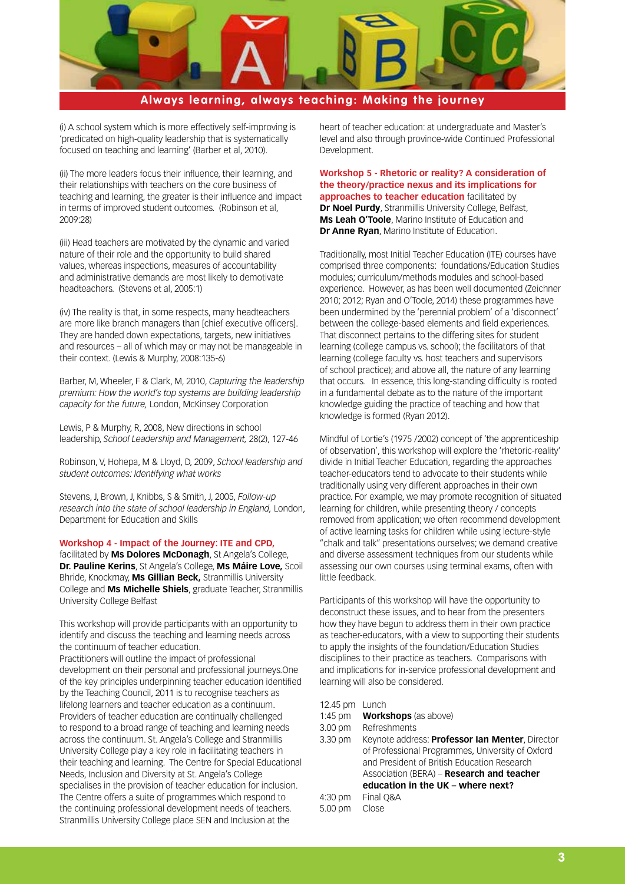(i) A school system which is more effectively self-improving is 'predicated on high-quality leadership that is systematically focused on teaching and learning' (Barber et al, 2010).

(ii) The more leaders focus their influence, their learning, and their relationships with teachers on the core business of teaching and learning, the greater is their influence and impact in terms of improved student outcomes. (Robinson et al, 2009:28)

(iii) Head teachers are motivated by the dynamic and varied nature of their role and the opportunity to build shared values, whereas inspections, measures of accountability and administrative demands are most likely to demotivate headteachers. (Stevens et al, 2005:1)

(iv) The reality is that, in some respects, many headteachers are more like branch managers than [chief executive officers]. They are handed down expectations, targets, new initiatives and resources – all of which may or may not be manageable in their context. (Lewis & Murphy, 2008:135-6)

Barber, M, Wheeler, F & Clark, M, 2010, *Capturing the leadership premium: How the world's top systems are building leadership capacity for the future,* London, McKinsey Corporation

Lewis, P & Murphy, R, 2008, New directions in school leadership, *School Leadership and Management,* 28(2), 127-46

Robinson, V, Hohepa, M & Lloyd, D, 2009, *School leadership and student outcomes: Identifying what works*

Stevens, J, Brown, J, Knibbs, S & Smith, J, 2005, *Follow-up research into the state of school leadership in England,* London, Department for Education and Skills

**Workshop 4 - Impact of the Journey: ITE and CPD,** facilitated by **Ms Dolores McDonagh**, St Angela's College, **Dr. Pauline Kerins**, St Angela's College, **Ms Máire Love,** Scoil Bhride, Knockmay, **Ms Gillian Beck,** Stranmillis University College and **Ms Michelle Shiels**, graduate Teacher, Stranmillis University College Belfast

This workshop will provide participants with an opportunity to identify and discuss the teaching and learning needs across the continuum of teacher education.
Practitioners will outline the impact of professional development on their personal and professional journeys.One of the key principles underpinning teacher education identified by the Teaching Council, 2011 is to recognise teachers as lifelong learners and teacher education as a continuum. Providers of teacher education are continually challenged to respond to a broad range of teaching and learning needs across the continuum. St. Angela's College and Stranmillis University College play a key role in facilitating teachers in their teaching and learning. The Centre for Special Educational Needs, Inclusion and Diversity at St. Angela's College specialises in the provision of teacher education for inclusion. The Centre offers a suite of programmes which respond to the continuing professional development needs of teachers. Stranmillis University College place SEN and Inclusion at the heart of teacher education: at undergraduate and Master's level and also through province-wide Continued Professional Development.

**Workshop 5 - Rhetoric or reality? A consideration of the theory/practice nexus and its implications for approaches to teacher education** facilitated by **Dr Noel Purdy**, Stranmillis University College, Belfast, **Ms Leah O'Toole**, Marino Institute of Education and **Dr Anne Ryan**, Marino Institute of Education.

Traditionally, most Initial Teacher Education (ITE) courses have comprised three components: foundations/Education Studies modules; curriculum/methods modules and school-based experience. However, as has been well documented (Zeichner 2010; 2012; Ryan and O'Toole, 2014) these programmes have been undermined by the 'perennial problem' of a 'disconnect' between the college-based elements and field experiences. That disconnect pertains to the differing sites for student learning (college campus vs. school); the facilitators of that learning (college faculty vs. host teachers and supervisors of school practice); and above all, the nature of any learning that occurs. In essence, this long-standing difficulty is rooted in a fundamental debate as to the nature of the important knowledge guiding the practice of teaching and how that knowledge is formed (Ryan 2012).

Mindful of Lortie's (1975 /2002) concept of 'the apprenticeship of observation', this workshop will explore the 'rhetoric-reality' divide in Initial Teacher Education, regarding the approaches teacher-educators tend to advocate to their students while traditionally using very different approaches in their own practice. For example, we may promote recognition of situated learning for children, while presenting theory / concepts removed from application; we often recommend development of active learning tasks for children while using lecture-style "chalk and talk" presentations ourselves; we demand creative and diverse assessment techniques from our students while assessing our own courses using terminal exams, often with little feedback.

Participants of this workshop will have the opportunity to deconstruct these issues, and to hear from the presenters how they have begun to address them in their own practice as teacher-educators, with a view to supporting their students to apply the insights of the foundation/Education Studies disciplines to their practice as teachers. Comparisons with and implications for in-service professional development and learning will also be considered.

| | |
|---|---|
| 12.45 pm | Lunch |
| 1:45 pm | **Workshops** (as above) |
| 3.00 pm | Refreshments |
| 3.30 pm | Keynote address: **Professor Ian Menter**, Director of Professional Programmes, University of Oxford and President of British Education Research Association (BERA) – **Research and teacher education in the UK – where next?** |
| 4:30 pm | Final Q&A |
| 5.00 pm | Close |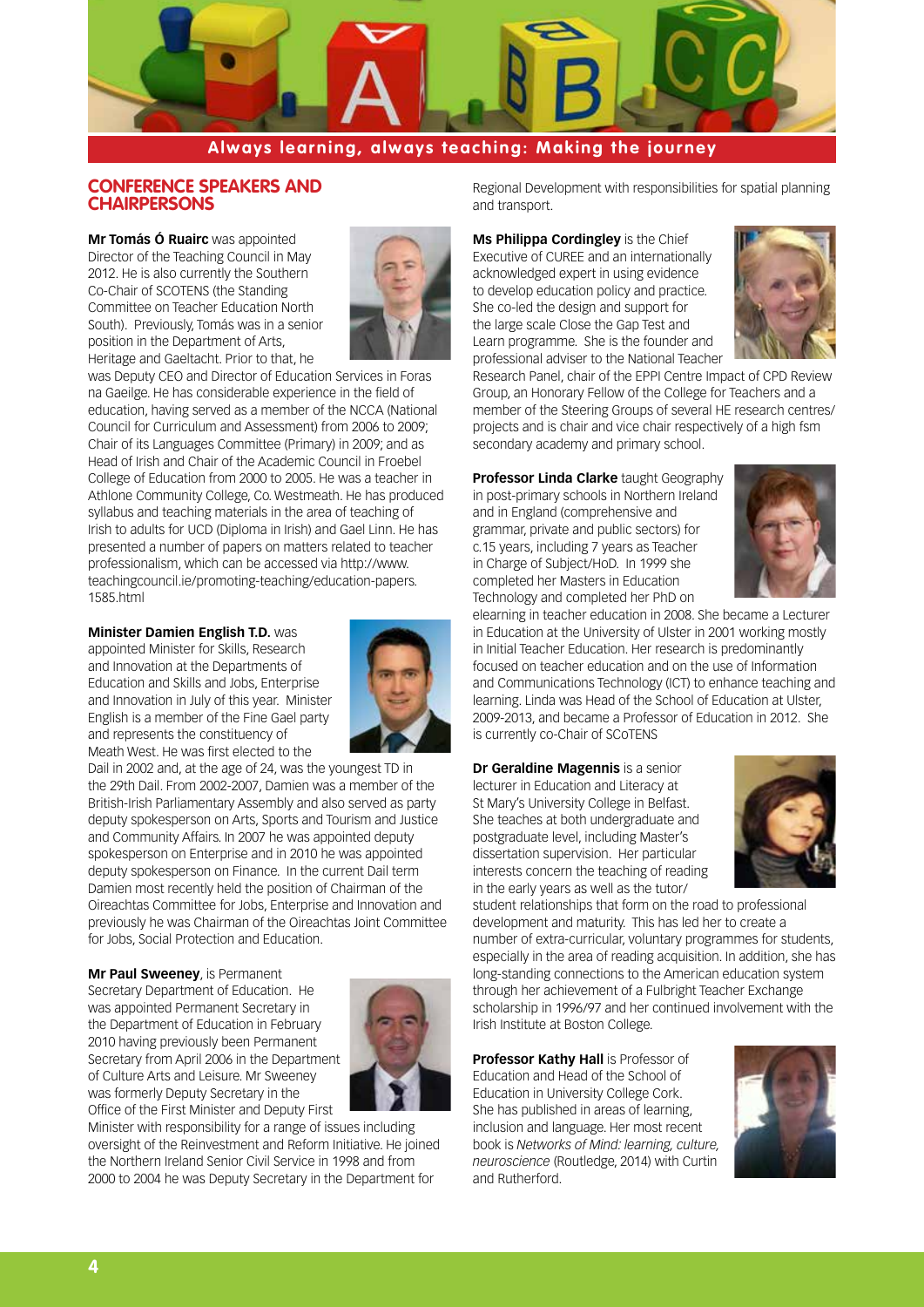## CONFERENCE SPEAKERS AND CHAIRPERSONS

**Mr Tomás Ó Ruairc** was appointed Director of the Teaching Council in May 2012. He is also currently the Southern Co-Chair of SCOTENS (the Standing Committee on Teacher Education North South). Previously, Tomás was in a senior position in the Department of Arts, Heritage and Gaeltacht. Prior to that, he was Deputy CEO and Director of Education Services in Foras na Gaeilge. He has considerable experience in the field of education, having served as a member of the NCCA (National Council for Curriculum and Assessment) from 2006 to 2009; Chair of its Languages Committee (Primary) in 2009; and as Head of Irish and Chair of the Academic Council in Froebel College of Education from 2000 to 2005. He was a teacher in Athlone Community College, Co. Westmeath. He has produced syllabus and teaching materials in the area of teaching of Irish to adults for UCD (Diploma in Irish) and Gael Linn. He has presented a number of papers on matters related to teacher professionalism, which can be accessed via http://www.teachingcouncil.ie/promoting-teaching/education-papers.1585.html

**Minister Damien English T.D.** was appointed Minister for Skills, Research and Innovation at the Departments of Education and Skills and Jobs, Enterprise and Innovation in July of this year. Minister English is a member of the Fine Gael party and represents the constituency of Meath West. He was first elected to the Dail in 2002 and, at the age of 24, was the youngest TD in the 29th Dail. From 2002-2007, Damien was a member of the British-Irish Parliamentary Assembly and also served as party deputy spokesperson on Arts, Sports and Tourism and Justice and Community Affairs. In 2007 he was appointed deputy spokesperson on Enterprise and in 2010 he was appointed deputy spokesperson on Finance. In the current Dail term Damien most recently held the position of Chairman of the Oireachtas Committee for Jobs, Enterprise and Innovation and previously he was Chairman of the Oireachtas Joint Committee for Jobs, Social Protection and Education.

**Mr Paul Sweeney**, is Permanent Secretary Department of Education. He was appointed Permanent Secretary in the Department of Education in February 2010 having previously been Permanent Secretary from April 2006 in the Department of Culture Arts and Leisure. Mr Sweeney was formerly Deputy Secretary in the Office of the First Minister and Deputy First Minister with responsibility for a range of issues including oversight of the Reinvestment and Reform Initiative. He joined the Northern Ireland Senior Civil Service in 1998 and from 2000 to 2004 he was Deputy Secretary in the Department for Regional Development with responsibilities for spatial planning and transport.

**Ms Philippa Cordingley** is the Chief Executive of CUREE and an internationally acknowledged expert in using evidence to develop education policy and practice. She co-led the design and support for the large scale Close the Gap Test and Learn programme. She is the founder and professional adviser to the National Teacher Research Panel, chair of the EPPI Centre Impact of CPD Review Group, an Honorary Fellow of the College for Teachers and a member of the Steering Groups of several HE research centres/projects and is chair and vice chair respectively of a high fsm secondary academy and primary school.

**Professor Linda Clarke** taught Geography in post-primary schools in Northern Ireland and in England (comprehensive and grammar, private and public sectors) for c.15 years, including 7 years as Teacher in Charge of Subject/HoD. In 1999 she completed her Masters in Education Technology and completed her PhD on elearning in teacher education in 2008. She became a Lecturer in Education at the University of Ulster in 2001 working mostly in Initial Teacher Education. Her research is predominantly focused on teacher education and on the use of Information and Communications Technology (ICT) to enhance teaching and learning. Linda was Head of the School of Education at Ulster, 2009-2013, and became a Professor of Education in 2012. She is currently co-Chair of SCoTENS

**Dr Geraldine Magennis** is a senior lecturer in Education and Literacy at St Mary's University College in Belfast. She teaches at both undergraduate and postgraduate level, including Master's dissertation supervision. Her particular interests concern the teaching of reading in the early years as well as the tutor/student relationships that form on the road to professional development and maturity. This has led her to create a number of extra-curricular, voluntary programmes for students, especially in the area of reading acquisition. In addition, she has long-standing connections to the American education system through her achievement of a Fulbright Teacher Exchange scholarship in 1996/97 and her continued involvement with the Irish Institute at Boston College.

**Professor Kathy Hall** is Professor of Education and Head of the School of Education in University College Cork. She has published in areas of learning, inclusion and language. Her most recent book is *Networks of Mind: learning, culture, neuroscience* (Routledge, 2014) with Curtin and Rutherford.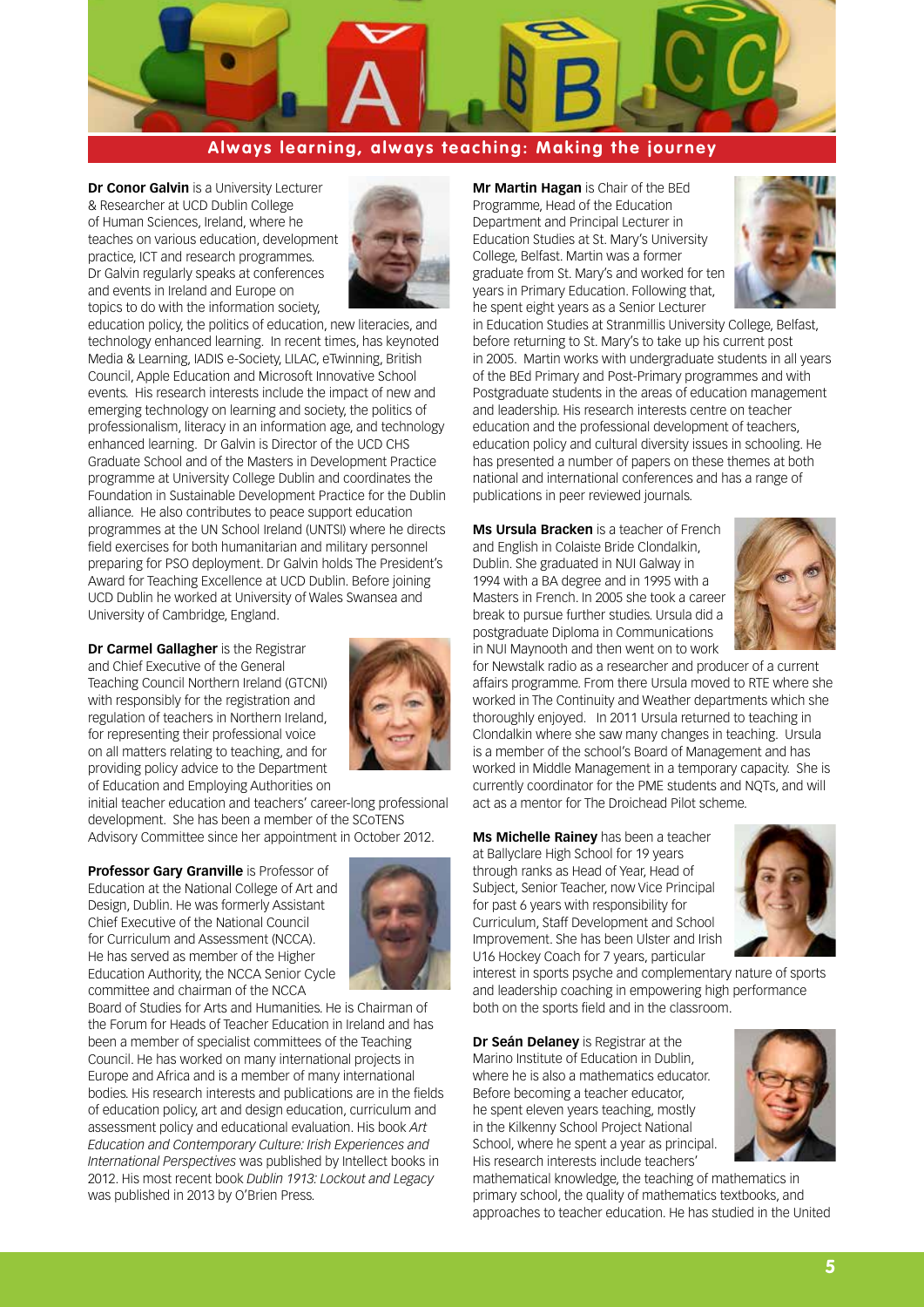## Always learning, always teaching: Making the journey

**Dr Conor Galvin** is a University Lecturer & Researcher at UCD Dublin College of Human Sciences, Ireland, where he teaches on various education, development practice, ICT and research programmes. Dr Galvin regularly speaks at conferences and events in Ireland and Europe on topics to do with the information society, education policy, the politics of education, new literacies, and technology enhanced learning. In recent times, has keynoted Media & Learning, IADIS e-Society, LILAC, eTwinning, British Council, Apple Education and Microsoft Innovative School events. His research interests include the impact of new and emerging technology on learning and society, the politics of professionalism, literacy in an information age, and technology enhanced learning. Dr Galvin is Director of the UCD CHS Graduate School and of the Masters in Development Practice programme at University College Dublin and coordinates the Foundation in Sustainable Development Practice for the Dublin alliance. He also contributes to peace support education programmes at the UN School Ireland (UNTSI) where he directs field exercises for both humanitarian and military personnel preparing for PSO deployment. Dr Galvin holds The President's Award for Teaching Excellence at UCD Dublin. Before joining UCD Dublin he worked at University of Wales Swansea and University of Cambridge, England.

**Dr Carmel Gallagher** is the Registrar and Chief Executive of the General Teaching Council Northern Ireland (GTCNI) with responsibly for the registration and regulation of teachers in Northern Ireland, for representing their professional voice on all matters relating to teaching, and for providing policy advice to the Department of Education and Employing Authorities on initial teacher education and teachers' career-long professional development. She has been a member of the SCoTENS Advisory Committee since her appointment in October 2012.

**Professor Gary Granville** is Professor of Education at the National College of Art and Design, Dublin. He was formerly Assistant Chief Executive of the National Council for Curriculum and Assessment (NCCA). He has served as member of the Higher Education Authority, the NCCA Senior Cycle committee and chairman of the NCCA Board of Studies for Arts and Humanities. He is Chairman of the Forum for Heads of Teacher Education in Ireland and has been a member of specialist committees of the Teaching Council. He has worked on many international projects in Europe and Africa and is a member of many international bodies. His research interests and publications are in the fields of education policy, art and design education, curriculum and assessment policy and educational evaluation. His book *Art Education and Contemporary Culture: Irish Experiences and International Perspectives* was published by Intellect books in 2012. His most recent book *Dublin 1913: Lockout and Legacy* was published in 2013 by O'Brien Press.

**Mr Martin Hagan** is Chair of the BEd Programme, Head of the Education Department and Principal Lecturer in Education Studies at St. Mary's University College, Belfast. Martin was a former graduate from St. Mary's and worked for ten years in Primary Education. Following that, he spent eight years as a Senior Lecturer in Education Studies at Stranmillis University College, Belfast, before returning to St. Mary's to take up his current post in 2005. Martin works with undergraduate students in all years of the BEd Primary and Post-Primary programmes and with Postgraduate students in the areas of education management and leadership. His research interests centre on teacher education and the professional development of teachers, education policy and cultural diversity issues in schooling. He has presented a number of papers on these themes at both national and international conferences and has a range of publications in peer reviewed journals.

**Ms Ursula Bracken** is a teacher of French and English in Colaiste Bride Clondalkin, Dublin. She graduated in NUI Galway in 1994 with a BA degree and in 1995 with a Masters in French. In 2005 she took a career break to pursue further studies. Ursula did a postgraduate Diploma in Communications in NUI Maynooth and then went on to work for Newstalk radio as a researcher and producer of a current affairs programme. From there Ursula moved to RTE where she worked in The Continuity and Weather departments which she thoroughly enjoyed. In 2011 Ursula returned to teaching in Clondalkin where she saw many changes in teaching. Ursula is a member of the school's Board of Management and has worked in Middle Management in a temporary capacity. She is currently coordinator for the PME students and NQTs, and will act as a mentor for The Droichead Pilot scheme.

**Ms Michelle Rainey** has been a teacher at Ballyclare High School for 19 years through ranks as Head of Year, Head of Subject, Senior Teacher, now Vice Principal for past 6 years with responsibility for Curriculum, Staff Development and School Improvement. She has been Ulster and Irish U16 Hockey Coach for 7 years, particular interest in sports psyche and complementary nature of sports and leadership coaching in empowering high performance both on the sports field and in the classroom.

**Dr Seán Delaney** is Registrar at the Marino Institute of Education in Dublin, where he is also a mathematics educator. Before becoming a teacher educator, he spent eleven years teaching, mostly in the Kilkenny School Project National School, where he spent a year as principal. His research interests include teachers' mathematical knowledge, the teaching of mathematics in primary school, the quality of mathematics textbooks, and approaches to teacher education. He has studied in the United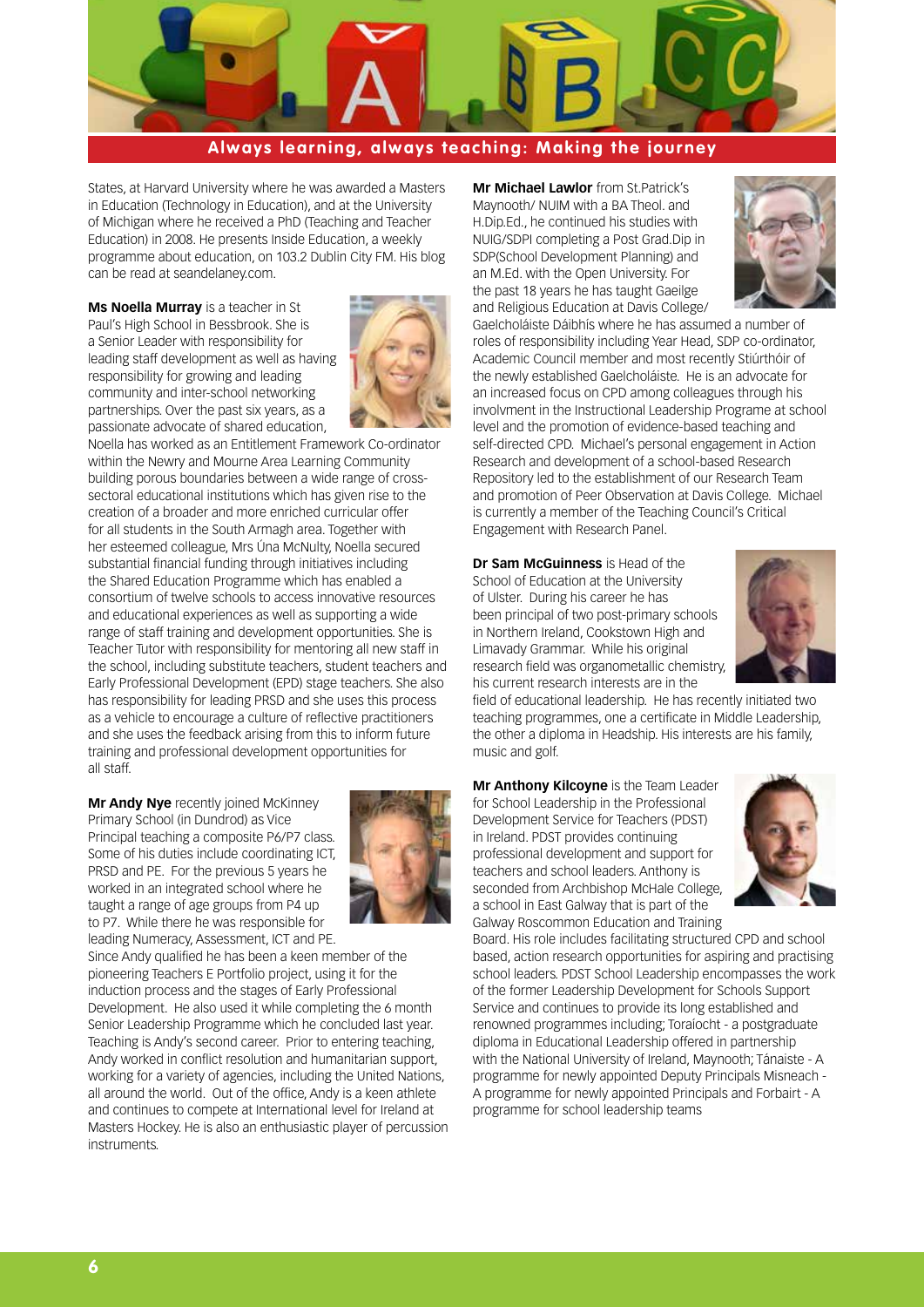## Always learning, always teaching: Making the journey

States, at Harvard University where he was awarded a Masters in Education (Technology in Education), and at the University of Michigan where he received a PhD (Teaching and Teacher Education) in 2008. He presents Inside Education, a weekly programme about education, on 103.2 Dublin City FM. His blog can be read at seandelaney.com.

**Ms Noella Murray** is a teacher in St Paul's High School in Bessbrook. She is a Senior Leader with responsibility for leading staff development as well as having responsibility for growing and leading community and inter-school networking partnerships. Over the past six years, as a passionate advocate of shared education, Noella has worked as an Entitlement Framework Co-ordinator within the Newry and Mourne Area Learning Community building porous boundaries between a wide range of cross-sectoral educational institutions which has given rise to the creation of a broader and more enriched curricular offer for all students in the South Armagh area. Together with her esteemed colleague, Mrs Úna McNulty, Noella secured substantial financial funding through initiatives including the Shared Education Programme which has enabled a consortium of twelve schools to access innovative resources and educational experiences as well as supporting a wide range of staff training and development opportunities. She is Teacher Tutor with responsibility for mentoring all new staff in the school, including substitute teachers, student teachers and Early Professional Development (EPD) stage teachers. She also has responsibility for leading PRSD and she uses this process as a vehicle to encourage a culture of reflective practitioners and she uses the feedback arising from this to inform future training and professional development opportunities for all staff.

**Mr Andy Nye** recently joined McKinney Primary School (in Dundrod) as Vice Principal teaching a composite P6/P7 class. Some of his duties include coordinating ICT, PRSD and PE. For the previous 5 years he worked in an integrated school where he taught a range of age groups from P4 up to P7. While there he was responsible for leading Numeracy, Assessment, ICT and PE. Since Andy qualified he has been a keen member of the pioneering Teachers E Portfolio project, using it for the induction process and the stages of Early Professional Development. He also used it while completing the 6 month Senior Leadership Programme which he concluded last year. Teaching is Andy's second career. Prior to entering teaching, Andy worked in conflict resolution and humanitarian support, working for a variety of agencies, including the United Nations, all around the world. Out of the office, Andy is a keen athlete and continues to compete at International level for Ireland at Masters Hockey. He is also an enthusiastic player of percussion instruments.

**Mr Michael Lawlor** from St.Patrick's Maynooth/ NUIM with a BA Theol. and H.Dip.Ed., he continued his studies with NUIG/SDPI completing a Post Grad.Dip in SDP(School Development Planning) and an M.Ed. with the Open University. For the past 18 years he has taught Gaeilge and Religious Education at Davis College/ Gaelcholáiste Dáibhís where he has assumed a number of roles of responsibility including Year Head, SDP co-ordinator, Academic Council member and most recently Stiúrthóir of the newly established Gaelcholáiste. He is an advocate for an increased focus on CPD among colleagues through his involvment in the Instructional Leadership Programe at school level and the promotion of evidence-based teaching and self-directed CPD. Michael's personal engagement in Action Research and development of a school-based Research Repository led to the establishment of our Research Team and promotion of Peer Observation at Davis College. Michael is currently a member of the Teaching Council's Critical Engagement with Research Panel.

**Dr Sam McGuinness** is Head of the School of Education at the University of Ulster. During his career he has been principal of two post-primary schools in Northern Ireland, Cookstown High and Limavady Grammar. While his original research field was organometallic chemistry, his current research interests are in the field of educational leadership. He has recently initiated two teaching programmes, one a certificate in Middle Leadership, the other a diploma in Headship. His interests are his family, music and golf.

**Mr Anthony Kilcoyne** is the Team Leader for School Leadership in the Professional Development Service for Teachers (PDST) in Ireland. PDST provides continuing professional development and support for teachers and school leaders. Anthony is seconded from Archbishop McHale College, a school in East Galway that is part of the Galway Roscommon Education and Training Board. His role includes facilitating structured CPD and school based, action research opportunities for aspiring and practising school leaders. PDST School Leadership encompasses the work of the former Leadership Development for Schools Support Service and continues to provide its long established and renowned programmes including; Toraíocht - a postgraduate diploma in Educational Leadership offered in partnership with the National University of Ireland, Maynooth; Tánaiste - A programme for newly appointed Deputy Principals Misneach - A programme for newly appointed Principals and Forbairt - A programme for school leadership teams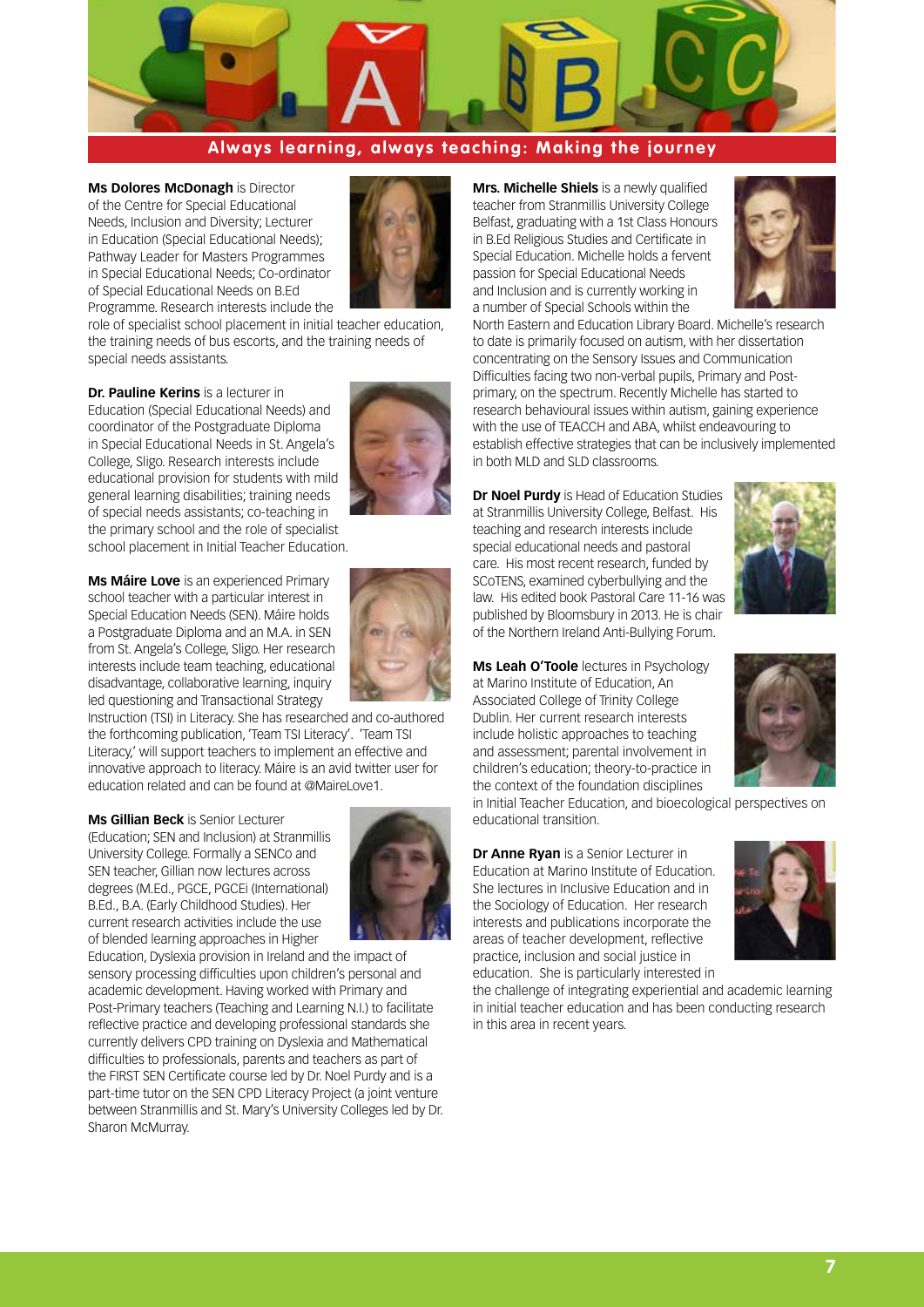## Always learning, always teaching: Making the journey

**Ms Dolores McDonagh** is Director of the Centre for Special Educational Needs, Inclusion and Diversity; Lecturer in Education (Special Educational Needs); Pathway Leader for Masters Programmes in Special Educational Needs; Co-ordinator of Special Educational Needs on B.Ed Programme. Research interests include the role of specialist school placement in initial teacher education, the training needs of bus escorts, and the training needs of special needs assistants.

**Dr. Pauline Kerins** is a lecturer in Education (Special Educational Needs) and coordinator of the Postgraduate Diploma in Special Educational Needs in St. Angela's College, Sligo. Research interests include educational provision for students with mild general learning disabilities; training needs of special needs assistants; co-teaching in the primary school and the role of specialist school placement in Initial Teacher Education.

**Ms Máire Love** is an experienced Primary school teacher with a particular interest in Special Education Needs (SEN). Máire holds a Postgraduate Diploma and an M.A. in SEN from St. Angela's College, Sligo. Her research interests include team teaching, educational disadvantage, collaborative learning, inquiry led questioning and Transactional Strategy Instruction (TSI) in Literacy. She has researched and co-authored the forthcoming publication, 'Team TSI Literacy'. 'Team TSI Literacy,' will support teachers to implement an effective and innovative approach to literacy. Máire is an avid twitter user for education related and can be found at @MaireLove1.

**Ms Gillian Beck** is Senior Lecturer (Education; SEN and Inclusion) at Stranmillis University College. Formally a SENCo and SEN teacher, Gillian now lectures across degrees (M.Ed., PGCE, PGCEi (International) B.Ed., B.A. (Early Childhood Studies). Her current research activities include the use of blended learning approaches in Higher Education, Dyslexia provision in Ireland and the impact of sensory processing difficulties upon children's personal and academic development. Having worked with Primary and Post-Primary teachers (Teaching and Learning N.I.) to facilitate reflective practice and developing professional standards she currently delivers CPD training on Dyslexia and Mathematical difficulties to professionals, parents and teachers as part of the FIRST SEN Certificate course led by Dr. Noel Purdy and is a part-time tutor on the SEN CPD Literacy Project (a joint venture between Stranmillis and St. Mary's University Colleges led by Dr. Sharon McMurray.

**Mrs. Michelle Shiels** is a newly qualified teacher from Stranmillis University College Belfast, graduating with a 1st Class Honours in B.Ed Religious Studies and Certificate in Special Education. Michelle holds a fervent passion for Special Educational Needs and Inclusion and is currently working in a number of Special Schools within the North Eastern and Education Library Board. Michelle's research to date is primarily focused on autism, with her dissertation concentrating on the Sensory Issues and Communication Difficulties facing two non-verbal pupils, Primary and Post-primary, on the spectrum. Recently Michelle has started to research behavioural issues within autism, gaining experience with the use of TEACCH and ABA, whilst endeavouring to establish effective strategies that can be inclusively implemented in both MLD and SLD classrooms.

**Dr Noel Purdy** is Head of Education Studies at Stranmillis University College, Belfast. His teaching and research interests include special educational needs and pastoral care. His most recent research, funded by SCoTENS, examined cyberbullying and the law. His edited book Pastoral Care 11-16 was published by Bloomsbury in 2013. He is chair of the Northern Ireland Anti-Bullying Forum.

**Ms Leah O'Toole** lectures in Psychology at Marino Institute of Education, An Associated College of Trinity College Dublin. Her current research interests include holistic approaches to teaching and assessment; parental involvement in children's education; theory-to-practice in the context of the foundation disciplines in Initial Teacher Education, and bioecological perspectives on educational transition.

**Dr Anne Ryan** is a Senior Lecturer in Education at Marino Institute of Education. She lectures in Inclusive Education and in the Sociology of Education. Her research interests and publications incorporate the areas of teacher development, reflective practice, inclusion and social justice in education. She is particularly interested in the challenge of integrating experiential and academic learning in initial teacher education and has been conducting research in this area in recent years.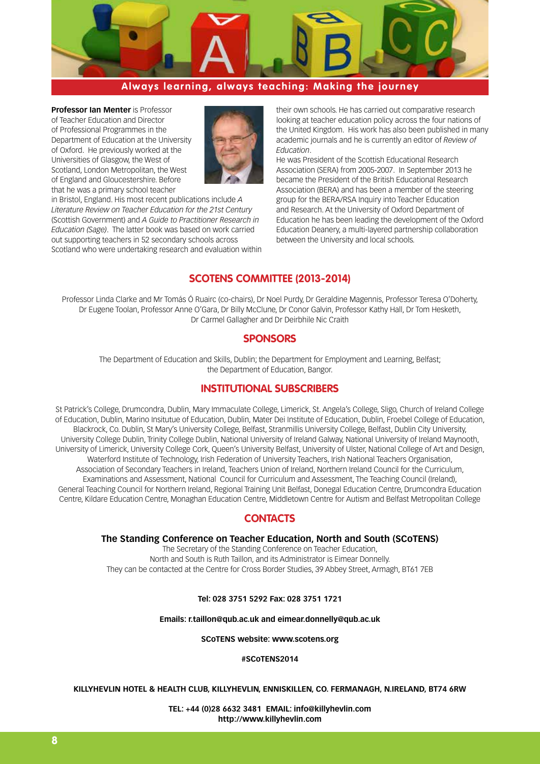## Always learning, always teaching: Making the journey

**Professor Ian Menter** is Professor of Teacher Education and Director of Professional Programmes in the Department of Education at the University of Oxford. He previously worked at the Universities of Glasgow, the West of Scotland, London Metropolitan, the West of England and Gloucestershire. Before that he was a primary school teacher in Bristol, England. His most recent publications include *A Literature Review on Teacher Education for the 21st Century* (Scottish Government) and *A Guide to Practitioner Research in Education (Sage)*. The latter book was based on work carried out supporting teachers in 52 secondary schools across Scotland who were undertaking research and evaluation within their own schools. He has carried out comparative research looking at teacher education policy across the four nations of the United Kingdom. His work has also been published in many academic journals and he is currently an editor of *Review of Education*.

He was President of the Scottish Educational Research Association (SERA) from 2005-2007. In September 2013 he became the President of the British Educational Research Association (BERA) and has been a member of the steering group for the BERA/RSA Inquiry into Teacher Education and Research. At the University of Oxford Department of Education he has been leading the development of the Oxford Education Deanery, a multi-layered partnership collaboration between the University and local schools.

## SCOTENS COMMITTEE (2013-2014)

Professor Linda Clarke and Mr Tomás Ó Ruairc (co-chairs), Dr Noel Purdy, Dr Geraldine Magennis, Professor Teresa O'Doherty, Dr Eugene Toolan, Professor Anne O'Gara, Dr Billy McClune, Dr Conor Galvin, Professor Kathy Hall, Dr Tom Hesketh, Dr Carmel Gallagher and Dr Deirbhile Nic Craith

## SPONSORS

The Department of Education and Skills, Dublin; the Department for Employment and Learning, Belfast; the Department of Education, Bangor.

## INSTITUTIONAL SUBSCRIBERS

St Patrick's College, Drumcondra, Dublin, Mary Immaculate College, Limerick, St. Angela's College, Sligo, Church of Ireland College of Education, Dublin, Marino Insitutue of Education, Dublin, Mater Dei Institute of Education, Dublin, Froebel College of Education, Blackrock, Co. Dublin, St Mary's University College, Belfast, Stranmillis University College, Belfast, Dublin City University, University College Dublin, Trinity College Dublin, National University of Ireland Galway, National University of Ireland Maynooth, University of Limerick, University College Cork, Queen's University Belfast, University of Ulster, National College of Art and Design, Waterford Institute of Technology, Irish Federation of University Teachers, Irish National Teachers Organisation, Association of Secondary Teachers in Ireland, Teachers Union of Ireland, Northern Ireland Council for the Curriculum, Examinations and Assessment, National Council for Curriculum and Assessment, The Teaching Council (Ireland), General Teaching Council for Northern Ireland, Regional Training Unit Belfast, Donegal Education Centre, Drumcondra Education Centre, Kildare Education Centre, Monaghan Education Centre, Middletown Centre for Autism and Belfast Metropolitan College

## CONTACTS

**The Standing Conference on Teacher Education, North and South (SCoTENS)**

The Secretary of the Standing Conference on Teacher Education, North and South is Ruth Taillon, and its Administrator is Eimear Donnelly. They can be contacted at the Centre for Cross Border Studies, 39 Abbey Street, Armagh, BT61 7EB

**Tel: 028 3751 5292 Fax: 028 3751 1721**

**Emails: r.taillon@qub.ac.uk and eimear.donnelly@qub.ac.uk**

**SCoTENS website: www.scotens.org**

**#SCoTENS2014**

**KILLYHEVLIN HOTEL & HEALTH CLUB, KILLYHEVLIN, ENNISKILLEN, CO. FERMANAGH, N.IRELAND, BT74 6RW**

**TEL: +44 (0)28 6632 3481 EMAIL: info@killyhevlin.com**
**http://www.killyhevlin.com**